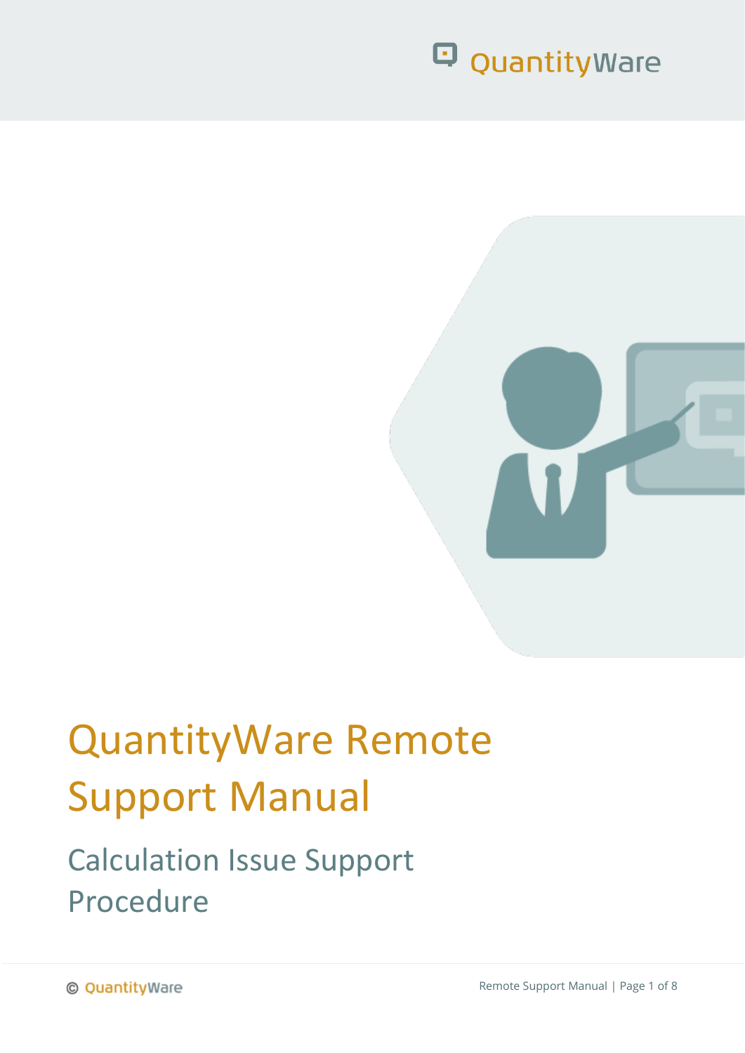# QuantityWare Remote Support Manual

## Calculation Issue Support Procedure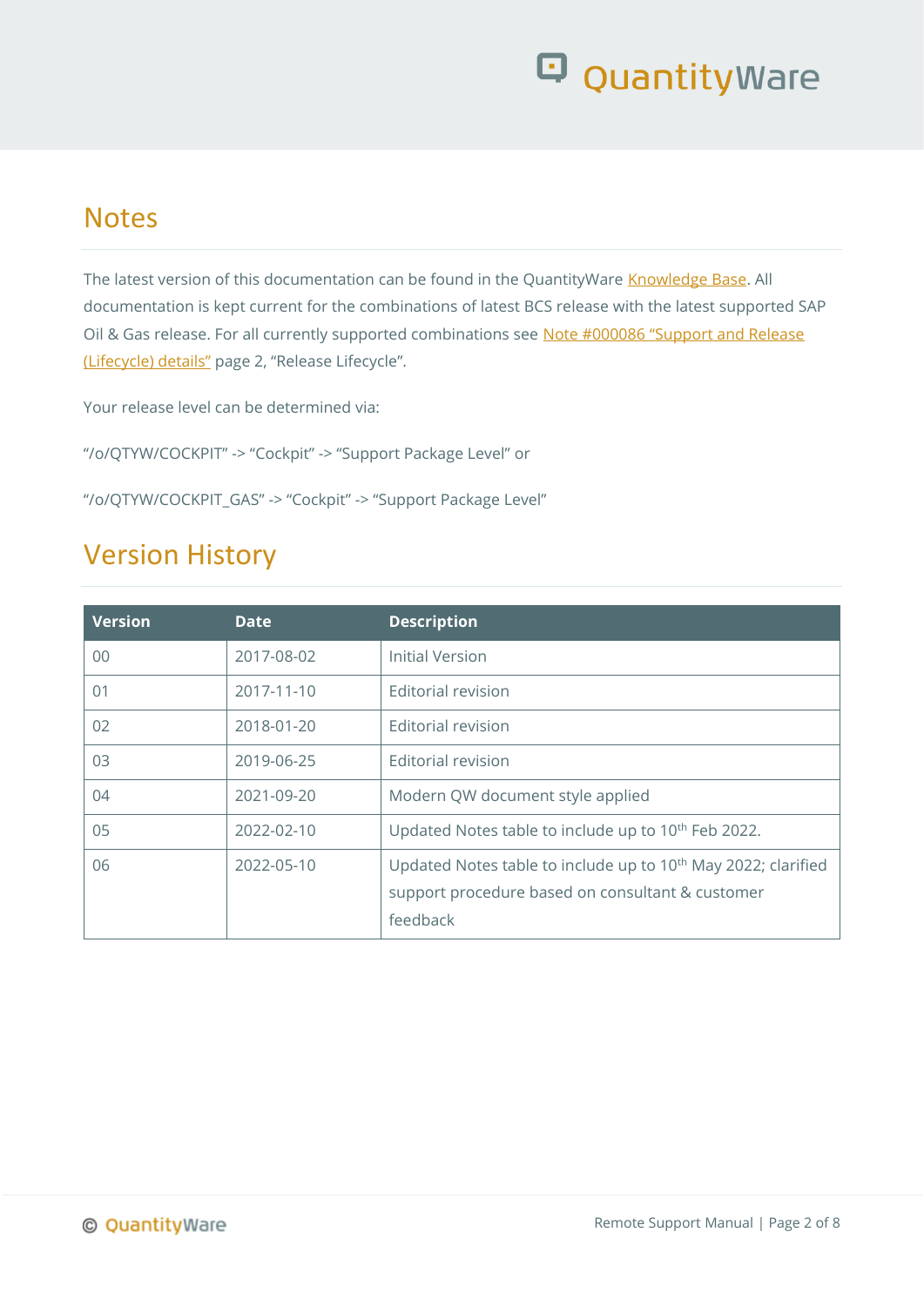## Notes

The latest version of this documentation can be found in the QuantityWare Knowledge Base. All documentation is kept current for the combinations of latest BCS release with the latest supported SAP Oil & Gas release. For all currently supported combinations see Note #000086 "Support and Release (Lifecycle) details" page 2, "Release Lifecycle".

Your release level can be determined via:

"/o/QTYW/COCKPIT" -> "Cockpit" -> "Support Package Level" or

"/o/QTYW/COCKPIT_GAS" -> "Cockpit" -> "Support Package Level"

## Version History

| Version | Date | Description |
|---|---|---|
| 00 | 2017-08-02 | Initial Version |
| 01 | 2017-11-10 | Editorial revision |
| 02 | 2018-01-20 | Editorial revision |
| 03 | 2019-06-25 | Editorial revision |
| 04 | 2021-09-20 | Modern QW document style applied |
| 05 | 2022-02-10 | Updated Notes table to include up to 10th Feb 2022. |
| 06 | 2022-05-10 | Updated Notes table to include up to 10th May 2022; clarified support procedure based on consultant & customer feedback |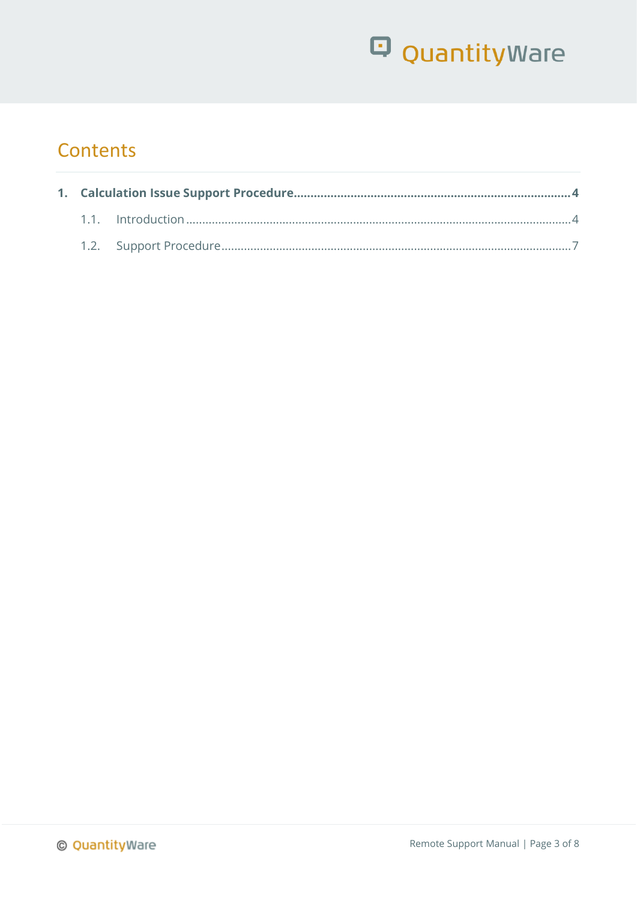# Contents

**1. Calculation Issue Support Procedure ........................................................ 4**

1.1. Introduction ........................................................................................................ 4

1.2. Support Procedure ................................................................................................ 7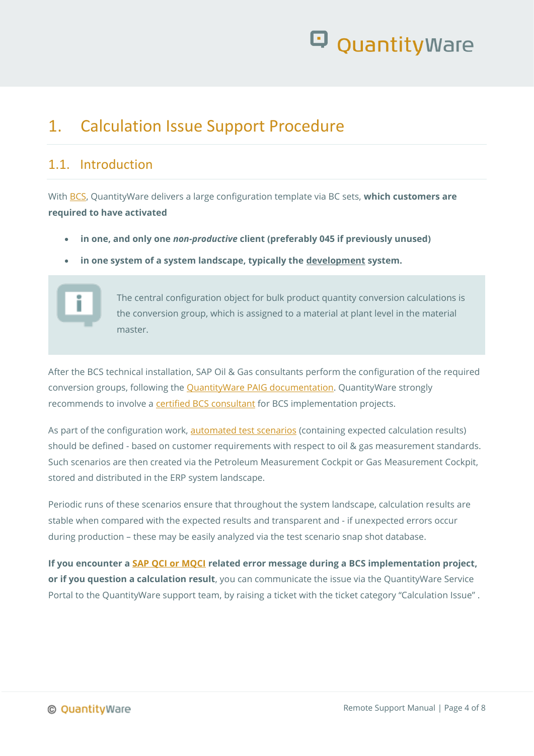# 1. Calculation Issue Support Procedure

## 1.1. Introduction

With BCS, QuantityWare delivers a large configuration template via BC sets, **which customers are required to have activated**

- **in one, and only one *non-productive* client (preferably 045 if previously unused)**
- **in one system of a system landscape, typically the development system.**

> The central configuration object for bulk product quantity conversion calculations is the conversion group, which is assigned to a material at plant level in the material master.

After the BCS technical installation, SAP Oil & Gas consultants perform the configuration of the required conversion groups, following the QuantityWare PAIG documentation. QuantityWare strongly recommends to involve a certified BCS consultant for BCS implementation projects.

As part of the configuration work, automated test scenarios (containing expected calculation results) should be defined - based on customer requirements with respect to oil & gas measurement standards. Such scenarios are then created via the Petroleum Measurement Cockpit or Gas Measurement Cockpit, stored and distributed in the ERP system landscape.

Periodic runs of these scenarios ensure that throughout the system landscape, calculation results are stable when compared with the expected results and transparent and - if unexpected errors occur during production – these may be easily analyzed via the test scenario snap shot database.

**If you encounter a SAP QCI or MQCI related error message during a BCS implementation project, or if you question a calculation result**, you can communicate the issue via the QuantityWare Service Portal to the QuantityWare support team, by raising a ticket with the ticket category "Calculation Issue" .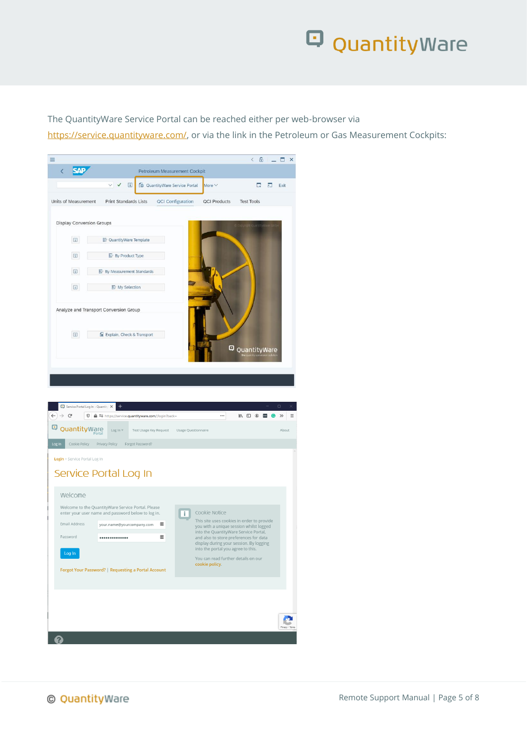The QuantityWare Service Portal can be reached either per web-browser via [https://service.quantityware.com/](https://service.quantityware.com/), or via the link in the Petroleum or Gas Measurement Cockpits: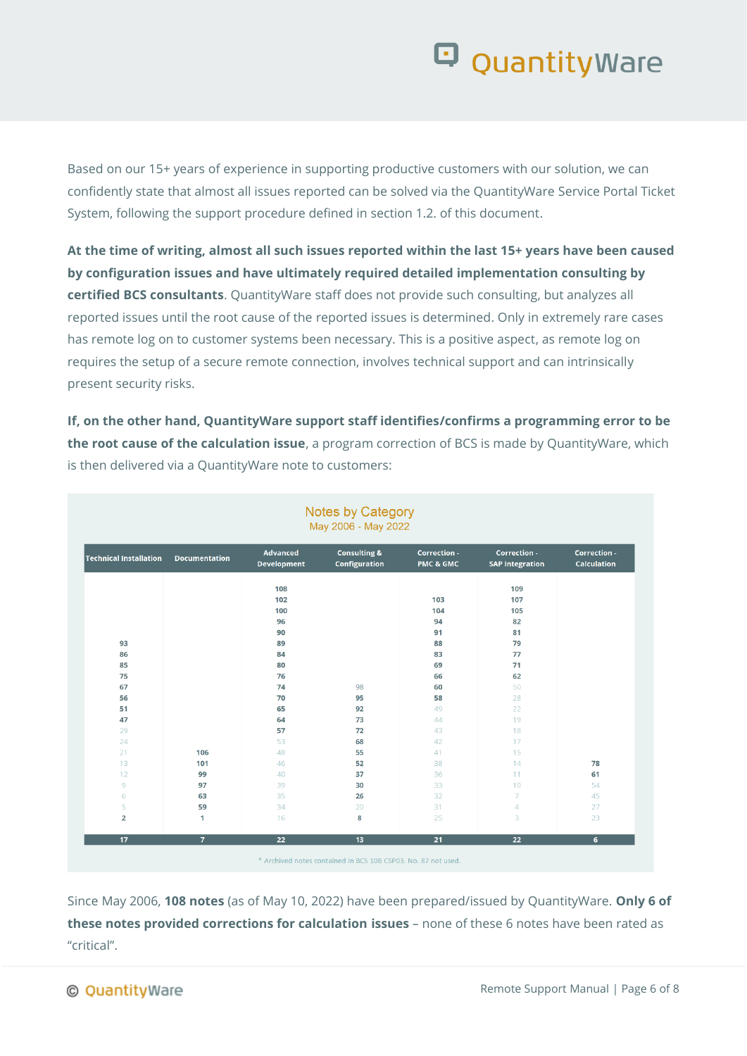Based on our 15+ years of experience in supporting productive customers with our solution, we can confidently state that almost all issues reported can be solved via the QuantityWare Service Portal Ticket System, following the support procedure defined in section 1.2. of this document.

**At the time of writing, almost all such issues reported within the last 15+ years have been caused by configuration issues and have ultimately required detailed implementation consulting by certified BCS consultants**. QuantityWare staff does not provide such consulting, but analyzes all reported issues until the root cause of the reported issues is determined. Only in extremely rare cases has remote log on to customer systems been necessary. This is a positive aspect, as remote log on requires the setup of a secure remote connection, involves technical support and can intrinsically present security risks.

**If, on the other hand, QuantityWare support staff identifies/confirms a programming error to be the root cause of the calculation issue**, a program correction of BCS is made by QuantityWare, which is then delivered via a QuantityWare note to customers:

**Notes by Category**
May 2006 - May 2022

| Technical Installation | Documentation | Advanced Development | Consulting & Configuration | Correction - PMC & GMC | Correction - SAP Integration | Correction - Calculation |
|---|---|---|---|---|---|---|
| | | 108 | | | 109 | |
| | | 102 | | 103 | 107 | |
| | | 100 | | 104 | 105 | |
| | | 96 | | 94 | 82 | |
| | | 90 | | 91 | 81 | |
| 93 | | 89 | | 88 | 79 | |
| 86 | | 84 | | 83 | 77 | |
| 85 | | 80 | | 69 | 71 | |
| 75 | | 76 | | 66 | 62 | |
| 67 | | 74 | 98 | 60 | 50 | |
| 56 | | 70 | 95 | 58 | 28 | |
| 51 | | 65 | 92 | 49 | 22 | |
| 47 | | 64 | 73 | 44 | 19 | |
| 29 | | 57 | 72 | 43 | 18 | |
| 24 | | 53 | 68 | 42 | 17 | |
| 21 | 106 | 48 | 55 | 41 | 15 | |
| 13 | 101 | 46 | 52 | 38 | 14 | 78 |
| 12 | 99 | 40 | 37 | 36 | 11 | 61 |
| 9 | 97 | 39 | 30 | 33 | 10 | 54 |
| 6 | 63 | 35 | 26 | 32 | 7 | 45 |
| 5 | 59 | 34 | 20 | 31 | 4 | 27 |
| 2 | 1 | 16 | 8 | 25 | 3 | 23 |
| **17** | **7** | **22** | **13** | **21** | **22** | **6** |

\* Archived notes contained in BCS 108 CSP03. No. 87 not used.

Since May 2006, **108 notes** (as of May 10, 2022) have been prepared/issued by QuantityWare. **Only 6 of these notes provided corrections for calculation issues** – none of these 6 notes have been rated as "critical".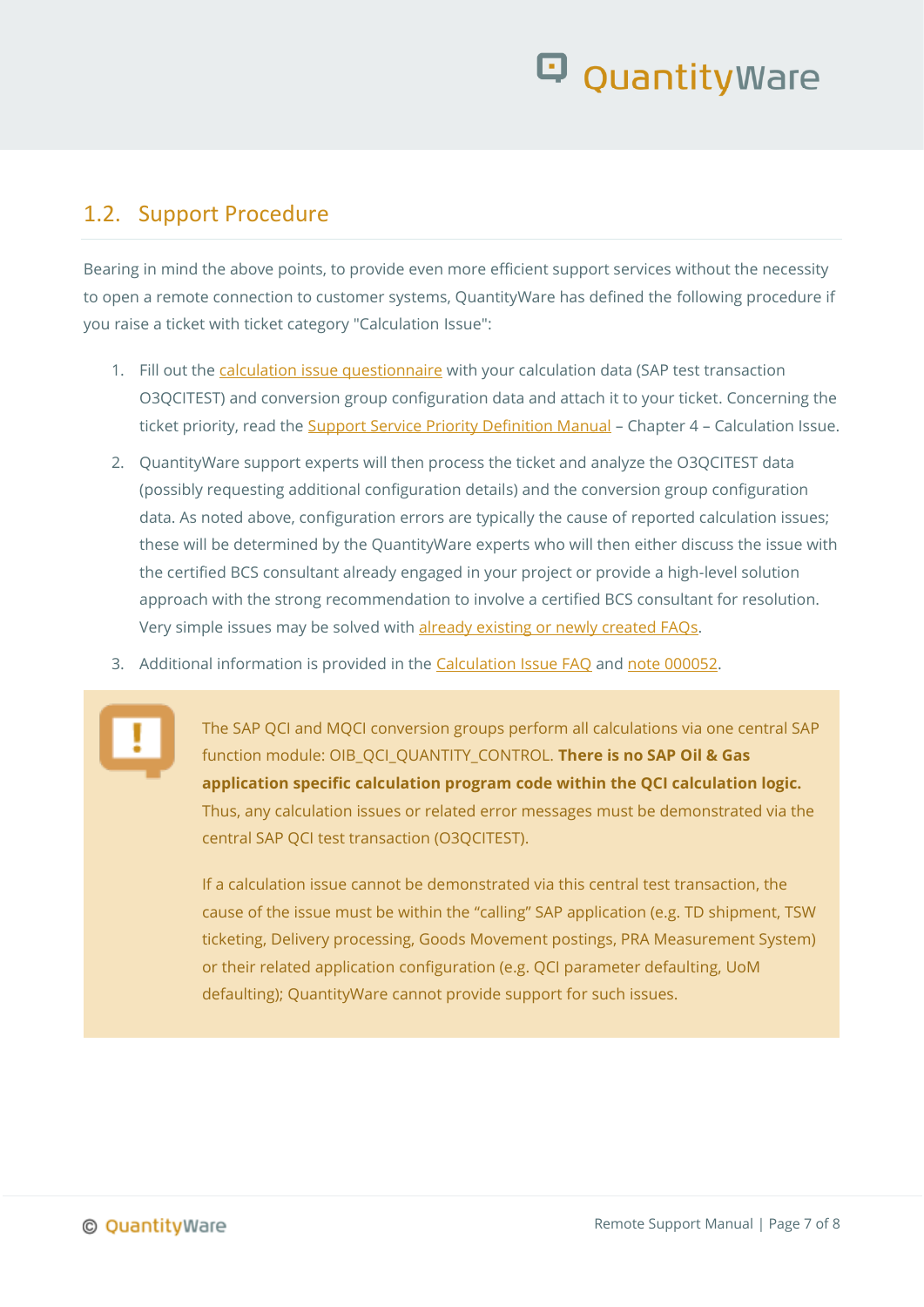## 1.2. Support Procedure

Bearing in mind the above points, to provide even more efficient support services without the necessity to open a remote connection to customer systems, QuantityWare has defined the following procedure if you raise a ticket with ticket category "Calculation Issue":

1. Fill out the calculation issue questionnaire with your calculation data (SAP test transaction O3QCITEST) and conversion group configuration data and attach it to your ticket. Concerning the ticket priority, read the Support Service Priority Definition Manual – Chapter 4 – Calculation Issue.
2. QuantityWare support experts will then process the ticket and analyze the O3QCITEST data (possibly requesting additional configuration details) and the conversion group configuration data. As noted above, configuration errors are typically the cause of reported calculation issues; these will be determined by the QuantityWare experts who will then either discuss the issue with the certified BCS consultant already engaged in your project or provide a high-level solution approach with the strong recommendation to involve a certified BCS consultant for resolution. Very simple issues may be solved with already existing or newly created FAQs.
3. Additional information is provided in the Calculation Issue FAQ and note 000052.

The SAP QCI and MQCI conversion groups perform all calculations via one central SAP function module: OIB_QCI_QUANTITY_CONTROL. **There is no SAP Oil & Gas application specific calculation program code within the QCI calculation logic.** Thus, any calculation issues or related error messages must be demonstrated via the central SAP QCI test transaction (O3QCITEST).

If a calculation issue cannot be demonstrated via this central test transaction, the cause of the issue must be within the "calling" SAP application (e.g. TD shipment, TSW ticketing, Delivery processing, Goods Movement postings, PRA Measurement System) or their related application configuration (e.g. QCI parameter defaulting, UoM defaulting); QuantityWare cannot provide support for such issues.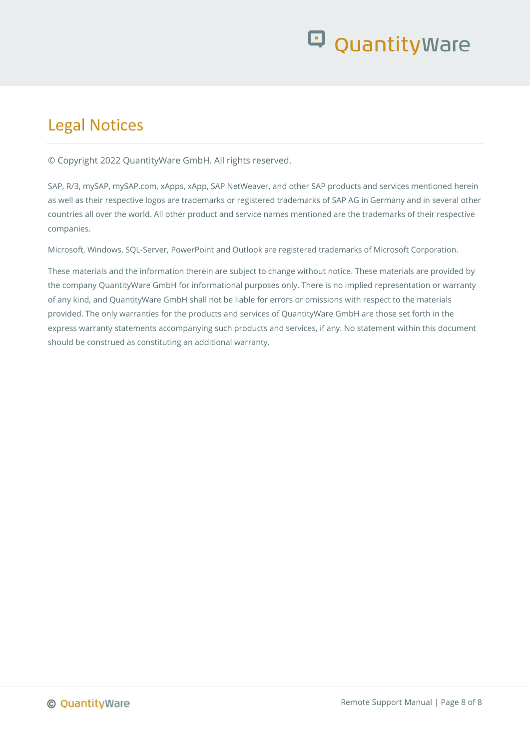# Legal Notices

© Copyright 2022 QuantityWare GmbH. All rights reserved.

SAP, R/3, mySAP, mySAP.com, xApps, xApp, SAP NetWeaver, and other SAP products and services mentioned herein as well as their respective logos are trademarks or registered trademarks of SAP AG in Germany and in several other countries all over the world. All other product and service names mentioned are the trademarks of their respective companies.

Microsoft, Windows, SQL-Server, PowerPoint and Outlook are registered trademarks of Microsoft Corporation.

These materials and the information therein are subject to change without notice. These materials are provided by the company QuantityWare GmbH for informational purposes only. There is no implied representation or warranty of any kind, and QuantityWare GmbH shall not be liable for errors or omissions with respect to the materials provided. The only warranties for the products and services of QuantityWare GmbH are those set forth in the express warranty statements accompanying such products and services, if any. No statement within this document should be construed as constituting an additional warranty.